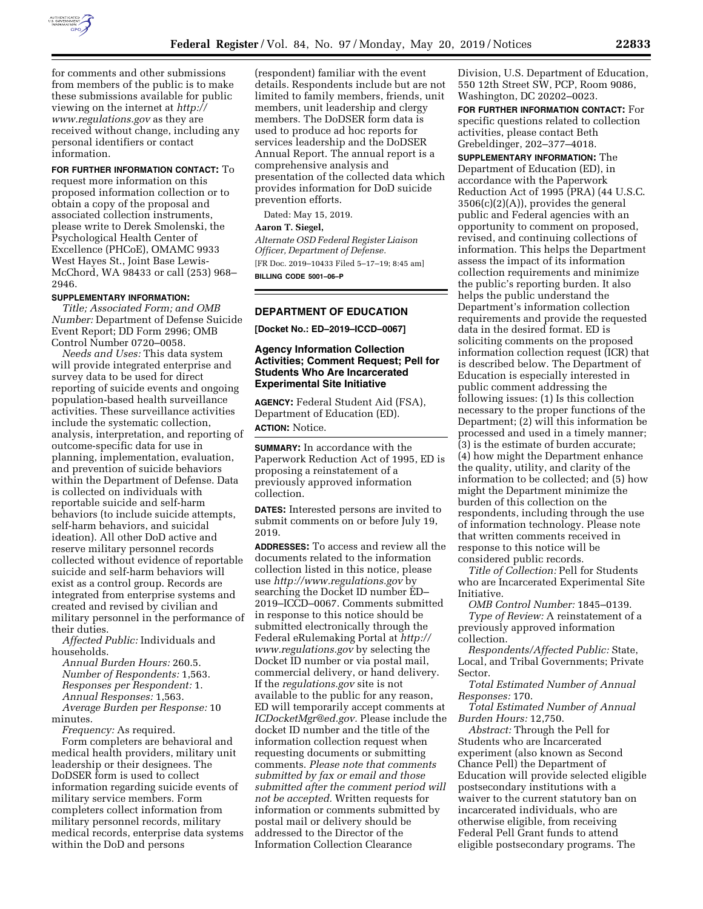for comments and other submissions from members of the public is to make these submissions available for public viewing on the internet at *http://www.regulations.gov* as they are received without change, including any personal identifiers or contact information.

**FOR FURTHER INFORMATION CONTACT:** To request more information on this proposed information collection or to obtain a copy of the proposal and associated collection instruments, please write to Derek Smolenski, the Psychological Health Center of Excellence (PHCoE), OMAMC 9933 West Hayes St., Joint Base Lewis-McChord, WA 98433 or call (253) 968–2946.

**SUPPLEMENTARY INFORMATION:**

*Title; Associated Form; and OMB Number:* Department of Defense Suicide Event Report; DD Form 2996; OMB Control Number 0720–0058.

*Needs and Uses:* This data system will provide integrated enterprise and survey data to be used for direct reporting of suicide events and ongoing population-based health surveillance activities. These surveillance activities include the systematic collection, analysis, interpretation, and reporting of outcome-specific data for use in planning, implementation, evaluation, and prevention of suicide behaviors within the Department of Defense. Data is collected on individuals with reportable suicide and self-harm behaviors (to include suicide attempts, self-harm behaviors, and suicidal ideation). All other DoD active and reserve military personnel records collected without evidence of reportable suicide and self-harm behaviors will exist as a control group. Records are integrated from enterprise systems and created and revised by civilian and military personnel in the performance of their duties.

*Affected Public:* Individuals and households.

*Annual Burden Hours:* 260.5.

*Number of Respondents:* 1,563.

*Responses per Respondent:* 1.

*Annual Responses:* 1,563.

*Average Burden per Response:* 10 minutes.

*Frequency:* As required.

Form completers are behavioral and medical health providers, military unit leadership or their designees. The DoDSER form is used to collect information regarding suicide events of military service members. Form completers collect information from military personnel records, military medical records, enterprise data systems within the DoD and persons (respondent) familiar with the event details. Respondents include but are not limited to family members, friends, unit members, unit leadership and clergy members. The DoDSER form data is used to produce ad hoc reports for services leadership and the DoDSER Annual Report. The annual report is a comprehensive analysis and presentation of the collected data which provides information for DoD suicide prevention efforts.

Dated: May 15, 2019.

**Aaron T. Siegel,**

*Alternate OSD Federal Register Liaison Officer, Department of Defense.*

[FR Doc. 2019–10433 Filed 5–17–19; 8:45 am]

**BILLING CODE 5001–06–P**

---

## DEPARTMENT OF EDUCATION

**[Docket No.: ED–2019–ICCD–0067]**

### Agency Information Collection Activities; Comment Request; Pell for Students Who Are Incarcerated Experimental Site Initiative

**AGENCY:** Federal Student Aid (FSA), Department of Education (ED).

**ACTION:** Notice.

**SUMMARY:** In accordance with the Paperwork Reduction Act of 1995, ED is proposing a reinstatement of a previously approved information collection.

**DATES:** Interested persons are invited to submit comments on or before July 19, 2019.

**ADDRESSES:** To access and review all the documents related to the information collection listed in this notice, please use *http://www.regulations.gov* by searching the Docket ID number ED–2019–ICCD–0067. Comments submitted in response to this notice should be submitted electronically through the Federal eRulemaking Portal at *http://www.regulations.gov* by selecting the Docket ID number or via postal mail, commercial delivery, or hand delivery. If the *regulations.gov* site is not available to the public for any reason, ED will temporarily accept comments at *ICDocketMgr@ed.gov.* Please include the docket ID number and the title of the information collection request when requesting documents or submitting comments. *Please note that comments submitted by fax or email and those submitted after the comment period will not be accepted.* Written requests for information or comments submitted by postal mail or delivery should be addressed to the Director of the Information Collection Clearance Division, U.S. Department of Education, 550 12th Street SW, PCP, Room 9086, Washington, DC 20202–0023.

**FOR FURTHER INFORMATION CONTACT:** For specific questions related to collection activities, please contact Beth Grebeldinger, 202–377–4018.

**SUPPLEMENTARY INFORMATION:** The Department of Education (ED), in accordance with the Paperwork Reduction Act of 1995 (PRA) (44 U.S.C. 3506(c)(2)(A)), provides the general public and Federal agencies with an opportunity to comment on proposed, revised, and continuing collections of information. This helps the Department assess the impact of its information collection requirements and minimize the public's reporting burden. It also helps the public understand the Department's information collection requirements and provide the requested data in the desired format. ED is soliciting comments on the proposed information collection request (ICR) that is described below. The Department of Education is especially interested in public comment addressing the following issues: (1) Is this collection necessary to the proper functions of the Department; (2) will this information be processed and used in a timely manner; (3) is the estimate of burden accurate; (4) how might the Department enhance the quality, utility, and clarity of the information to be collected; and (5) how might the Department minimize the burden of this collection on the respondents, including through the use of information technology. Please note that written comments received in response to this notice will be considered public records.

*Title of Collection:* Pell for Students who are Incarcerated Experimental Site Initiative.

*OMB Control Number:* 1845–0139.

*Type of Review:* A reinstatement of a previously approved information collection.

*Respondents/Affected Public:* State, Local, and Tribal Governments; Private Sector.

*Total Estimated Number of Annual Responses:* 170.

*Total Estimated Number of Annual Burden Hours:* 12,750.

*Abstract:* Through the Pell for Students who are Incarcerated experiment (also known as Second Chance Pell) the Department of Education will provide selected eligible postsecondary institutions with a waiver to the current statutory ban on incarcerated individuals, who are otherwise eligible, from receiving Federal Pell Grant funds to attend eligible postsecondary programs. The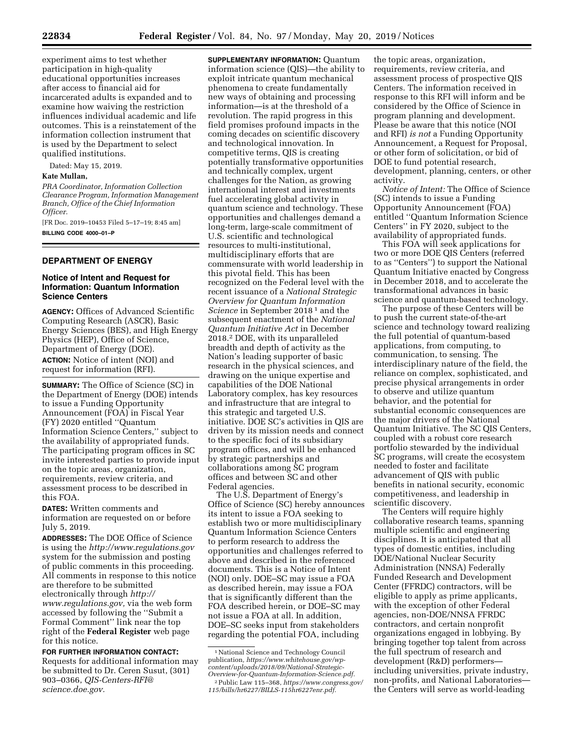experiment aims to test whether participation in high-quality educational opportunities increases after access to financial aid for incarcerated adults is expanded and to examine how waiving the restriction influences individual academic and life outcomes. This is a reinstatement of the information collection instrument that is used by the Department to select qualified institutions.

Dated: May 15, 2019.

**Kate Mullan,**

*PRA Coordinator, Information Collection Clearance Program, Information Management Branch, Office of the Chief Information Officer.*

[FR Doc. 2019–10453 Filed 5–17–19; 8:45 am]

**BILLING CODE 4000–01–P**

## DEPARTMENT OF ENERGY

### Notice of Intent and Request for Information: Quantum Information Science Centers

**AGENCY:** Offices of Advanced Scientific Computing Research (ASCR), Basic Energy Sciences (BES), and High Energy Physics (HEP), Office of Science, Department of Energy (DOE).

**ACTION:** Notice of intent (NOI) and request for information (RFI).

**SUMMARY:** The Office of Science (SC) in the Department of Energy (DOE) intends to issue a Funding Opportunity Announcement (FOA) in Fiscal Year (FY) 2020 entitled ''Quantum Information Science Centers,'' subject to the availability of appropriated funds. The participating program offices in SC invite interested parties to provide input on the topic areas, organization, requirements, review criteria, and assessment process to be described in this FOA.

**DATES:** Written comments and information are requested on or before July 5, 2019.

**ADDRESSES:** The DOE Office of Science is using the *http://www.regulations.gov* system for the submission and posting of public comments in this proceeding. All comments in response to this notice are therefore to be submitted electronically through *http://www.regulations.gov,* via the web form accessed by following the ''Submit a Formal Comment'' link near the top right of the **Federal Register** web page for this notice.

**FOR FURTHER INFORMATION CONTACT:** Requests for additional information may be submitted to Dr. Ceren Susut, (301) 903–0366, *QIS-Centers-RFI@science.doe.gov.*

**SUPPLEMENTARY INFORMATION:** Quantum information science (QIS)—the ability to exploit intricate quantum mechanical phenomena to create fundamentally new ways of obtaining and processing information—is at the threshold of a revolution. The rapid progress in this field promises profound impacts in the coming decades on scientific discovery and technological innovation. In competitive terms, QIS is creating potentially transformative opportunities and technically complex, urgent challenges for the Nation, as growing international interest and investments fuel accelerating global activity in quantum science and technology. These opportunities and challenges demand a long-term, large-scale commitment of U.S. scientific and technological resources to multi-institutional, multidisciplinary efforts that are commensurate with world leadership in this pivotal field. This has been recognized on the Federal level with the recent issuance of a *National Strategic Overview for Quantum Information Science* in September 2018 [1] and the subsequent enactment of the *National Quantum Initiative Act* in December 2018.[2] DOE, with its unparalleled breadth and depth of activity as the Nation's leading supporter of basic research in the physical sciences, and drawing on the unique expertise and capabilities of the DOE National Laboratory complex, has key resources and infrastructure that are integral to this strategic and targeted U.S. initiative. DOE SC's activities in QIS are driven by its mission needs and connect to the specific foci of its subsidiary program offices, and will be enhanced by strategic partnerships and collaborations among SC program offices and between SC and other Federal agencies.

The U.S. Department of Energy's Office of Science (SC) hereby announces its intent to issue a FOA seeking to establish two or more multidisciplinary Quantum Information Science Centers to perform research to address the opportunities and challenges referred to above and described in the referenced documents. This is a Notice of Intent (NOI) only. DOE–SC may issue a FOA as described herein, may issue a FOA that is significantly different than the FOA described herein, or DOE–SC may not issue a FOA at all. In addition, DOE–SC seeks input from stakeholders regarding the potential FOA, including the topic areas, organization, requirements, review criteria, and assessment process of prospective QIS Centers. The information received in response to this RFI will inform and be considered by the Office of Science in program planning and development. Please be aware that this notice (NOI and RFI) *is not* a Funding Opportunity Announcement, a Request for Proposal, or other form of solicitation, or bid of DOE to fund potential research, development, planning, centers, or other activity.

*Notice of Intent:* The Office of Science (SC) intends to issue a Funding Opportunity Announcement (FOA) entitled ''Quantum Information Science Centers'' in FY 2020, subject to the availability of appropriated funds.

This FOA will seek applications for two or more DOE QIS Centers (referred to as ''Centers'') to support the National Quantum Initiative enacted by Congress in December 2018, and to accelerate the transformational advances in basic science and quantum-based technology.

The purpose of these Centers will be to push the current state-of-the-art science and technology toward realizing the full potential of quantum-based applications, from computing, to communication, to sensing. The interdisciplinary nature of the field, the reliance on complex, sophisticated, and precise physical arrangements in order to observe and utilize quantum behavior, and the potential for substantial economic consequences are the major drivers of the National Quantum Initiative. The SC QIS Centers, coupled with a robust core research portfolio stewarded by the individual SC programs, will create the ecosystem needed to foster and facilitate advancement of QIS with public benefits in national security, economic competitiveness, and leadership in scientific discovery.

The Centers will require highly collaborative research teams, spanning multiple scientific and engineering disciplines. It is anticipated that all types of domestic entities, including DOE/National Nuclear Security Administration (NNSA) Federally Funded Research and Development Center (FFRDC) contractors, will be eligible to apply as prime applicants, with the exception of other Federal agencies, non-DOE/NNSA FFRDC contractors, and certain nonprofit organizations engaged in lobbying. By bringing together top talent from across the full spectrum of research and development (R&D) performers—including universities, private industry, non-profits, and National Laboratories—the Centers will serve as world-leading

---

[1] National Science and Technology Council publication, *https://www.whitehouse.gov/wp-content/uploads/2018/09/National-Strategic-Overview-for-Quantum-Information-Science.pdf.*

[2] Public Law 115–368, *https://www.congress.gov/115/bills/hr6227/BILLS-115hr6227enr.pdf.*